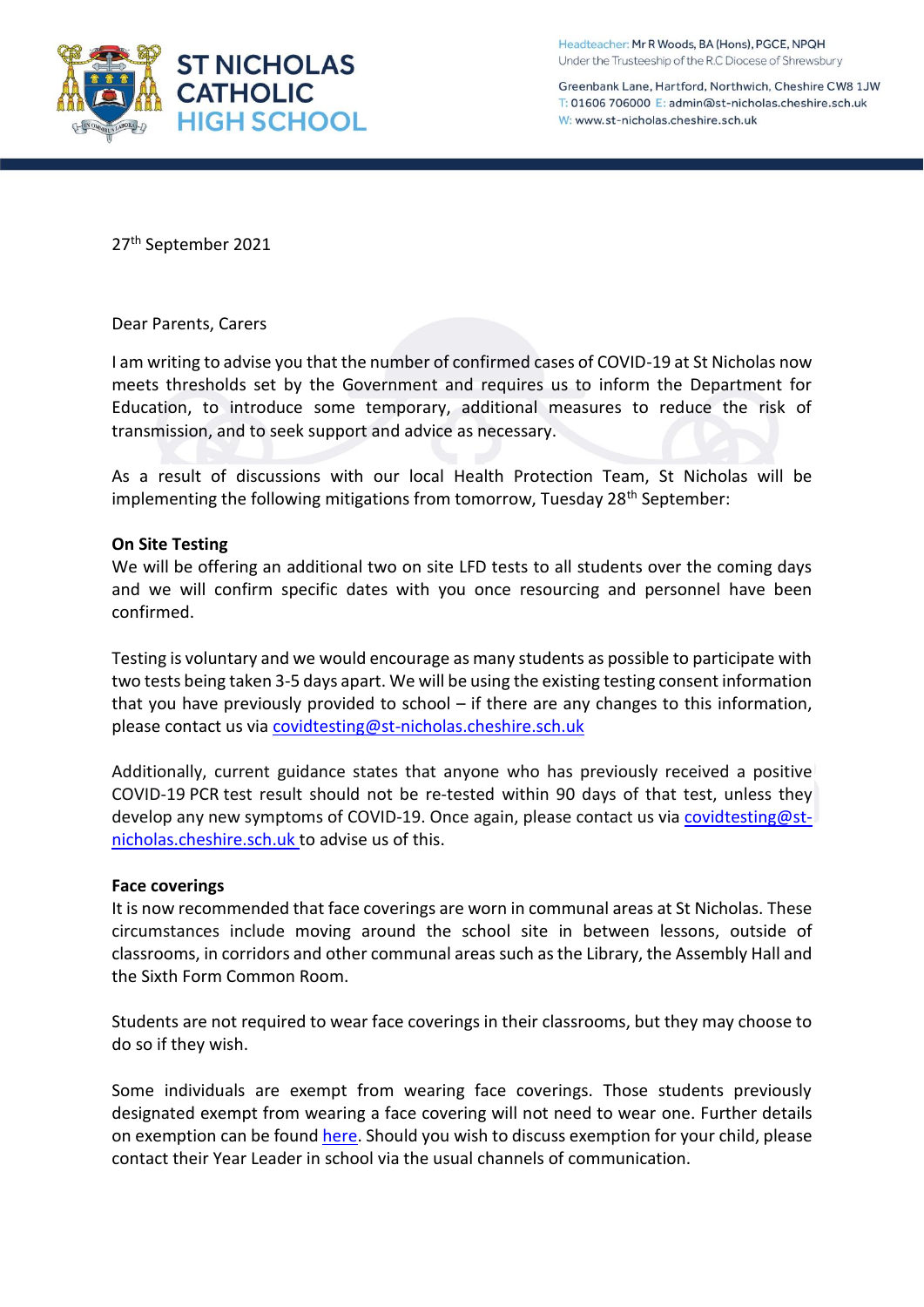# ST NICHOLAS CATHOLIC HIGH SCHOOL

Headteacher: Mr R Woods, BA (Hons), PGCE, NPQH
Under the Trusteeship of the R.C Diocese of Shrewsbury

Greenbank Lane, Hartford, Northwich, Cheshire CW8 1JW
T: 01606 706000 E: admin@st-nicholas.cheshire.sch.uk
W: www.st-nicholas.cheshire.sch.uk

27th September 2021

Dear Parents, Carers

I am writing to advise you that the number of confirmed cases of COVID-19 at St Nicholas now meets thresholds set by the Government and requires us to inform the Department for Education, to introduce some temporary, additional measures to reduce the risk of transmission, and to seek support and advice as necessary.

As a result of discussions with our local Health Protection Team, St Nicholas will be implementing the following mitigations from tomorrow, Tuesday 28th September:

**On Site Testing**

We will be offering an additional two on site LFD tests to all students over the coming days and we will confirm specific dates with you once resourcing and personnel have been confirmed.

Testing is voluntary and we would encourage as many students as possible to participate with two tests being taken 3-5 days apart. We will be using the existing testing consent information that you have previously provided to school – if there are any changes to this information, please contact us via covidtesting@st-nicholas.cheshire.sch.uk

Additionally, current guidance states that anyone who has previously received a positive COVID-19 PCR test result should not be re-tested within 90 days of that test, unless they develop any new symptoms of COVID-19. Once again, please contact us via covidtesting@st-nicholas.cheshire.sch.uk to advise us of this.

**Face coverings**

It is now recommended that face coverings are worn in communal areas at St Nicholas. These circumstances include moving around the school site in between lessons, outside of classrooms, in corridors and other communal areas such as the Library, the Assembly Hall and the Sixth Form Common Room.

Students are not required to wear face coverings in their classrooms, but they may choose to do so if they wish.

Some individuals are exempt from wearing face coverings. Those students previously designated exempt from wearing a face covering will not need to wear one. Further details on exemption can be found here. Should you wish to discuss exemption for your child, please contact their Year Leader in school via the usual channels of communication.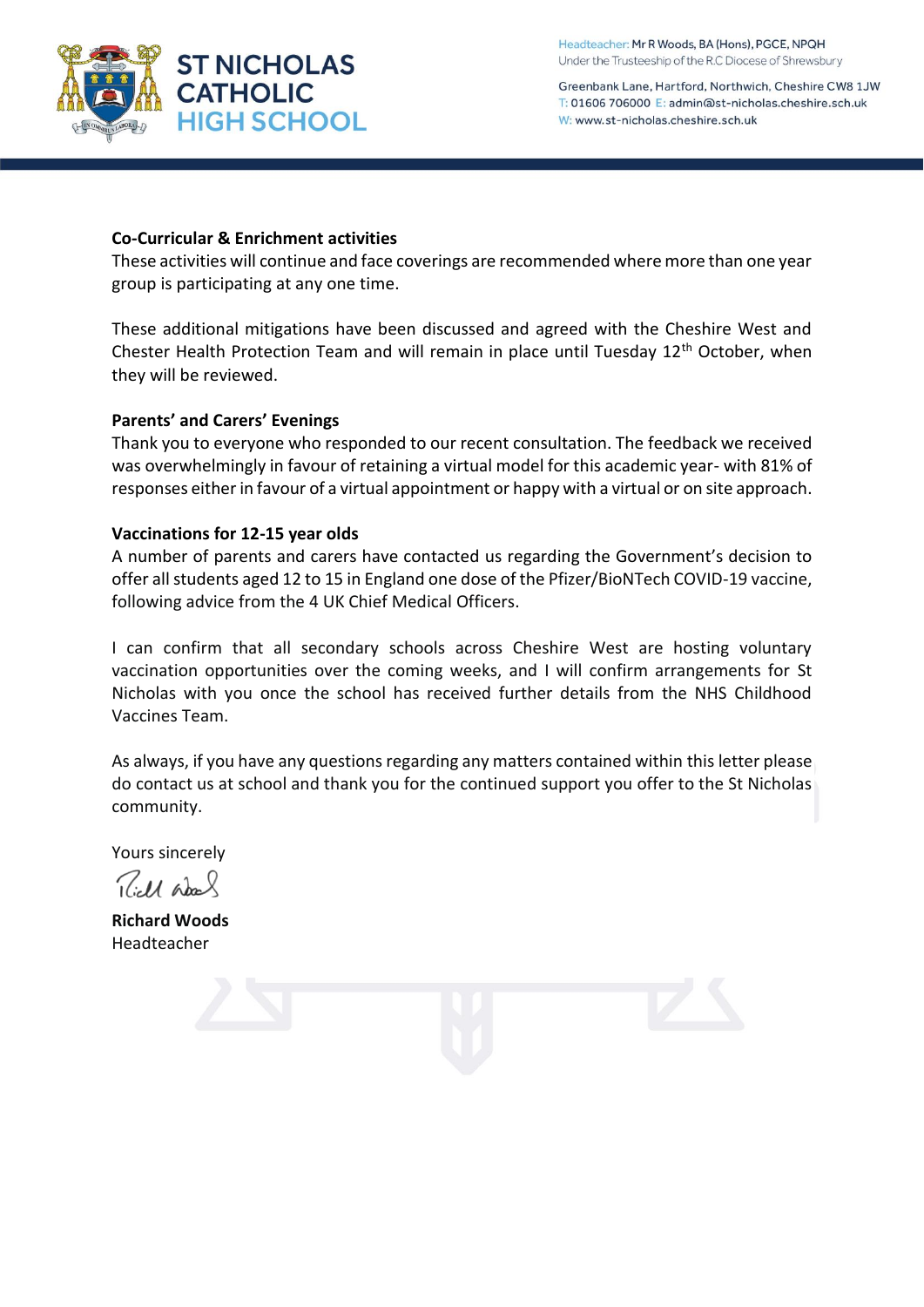**Co-Curricular & Enrichment activities**

These activities will continue and face coverings are recommended where more than one year group is participating at any one time.

These additional mitigations have been discussed and agreed with the Cheshire West and Chester Health Protection Team and will remain in place until Tuesday 12th October, when they will be reviewed.

**Parents' and Carers' Evenings**

Thank you to everyone who responded to our recent consultation. The feedback we received was overwhelmingly in favour of retaining a virtual model for this academic year- with 81% of responses either in favour of a virtual appointment or happy with a virtual or on site approach.

**Vaccinations for 12-15 year olds**

A number of parents and carers have contacted us regarding the Government's decision to offer all students aged 12 to 15 in England one dose of the Pfizer/BioNTech COVID-19 vaccine, following advice from the 4 UK Chief Medical Officers.

I can confirm that all secondary schools across Cheshire West are hosting voluntary vaccination opportunities over the coming weeks, and I will confirm arrangements for St Nicholas with you once the school has received further details from the NHS Childhood Vaccines Team.

As always, if you have any questions regarding any matters contained within this letter please do contact us at school and thank you for the continued support you offer to the St Nicholas community.

Yours sincerely

**Richard Woods**
Headteacher